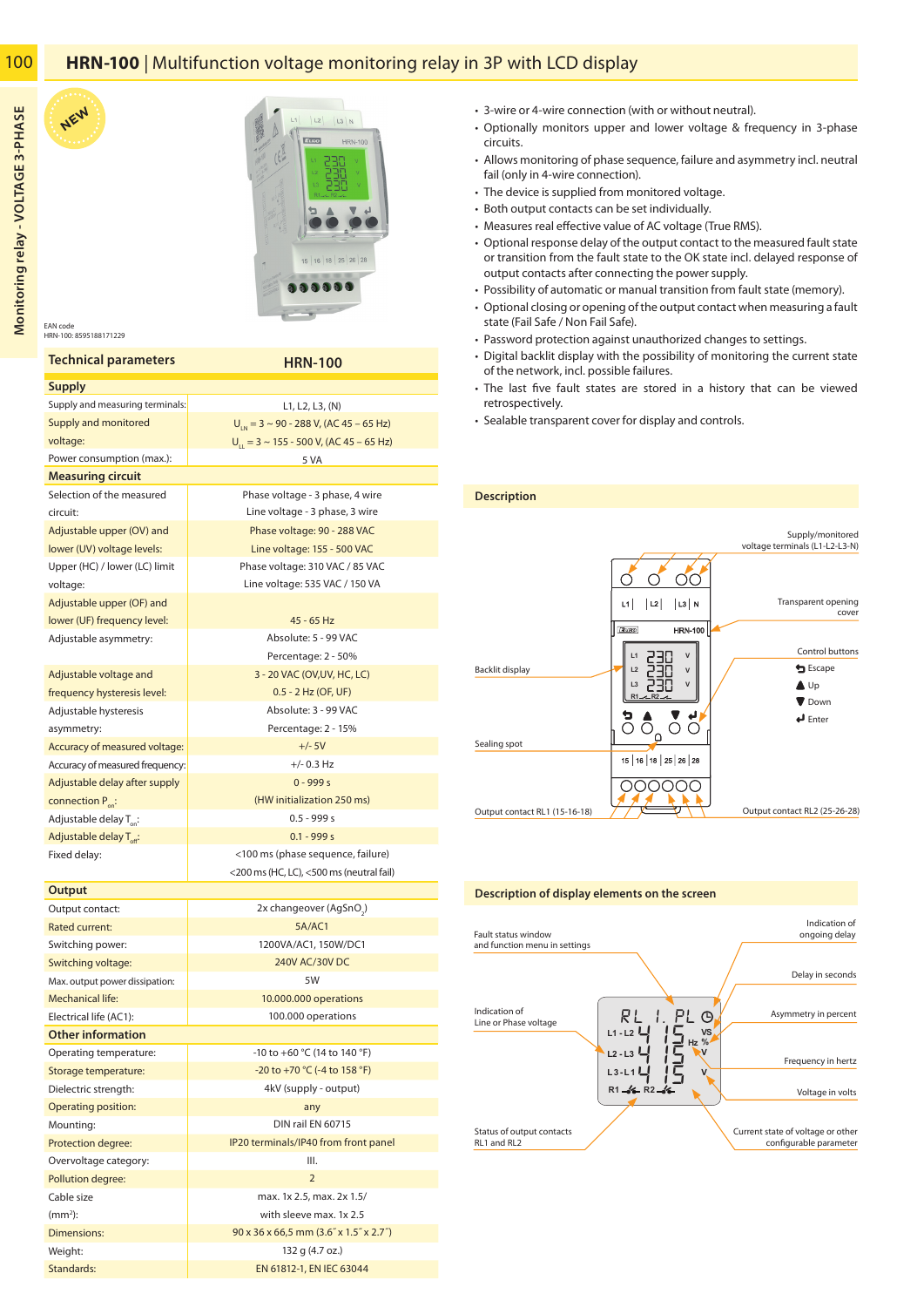# HRN-100 | Multifunction voltage monitoring relay in 3P with LCD display

Monitoring relay - VOLTAGE 3-PHASE

NEW

EAN code
HRN-100: 8595188171229

- 3-wire or 4-wire connection (with or without neutral).
- Optionally monitors upper and lower voltage & frequency in 3-phase circuits.
- Allows monitoring of phase sequence, failure and asymmetry incl. neutral fail (only in 4-wire connection).
- The device is supplied from monitored voltage.
- Both output contacts can be set individually.
- Measures real effective value of AC voltage (True RMS).
- Optional response delay of the output contact to the measured fault state or transition from the fault state to the OK state incl. delayed response of output contacts after connecting the power supply.
- Possibility of automatic or manual transition from fault state (memory).
- Optional closing or opening of the output contact when measuring a fault state (Fail Safe / Non Fail Safe).
- Password protection against unauthorized changes to settings.
- Digital backlit display with the possibility of monitoring the current state of the network, incl. possible failures.
- The last five fault states are stored in a history that can be viewed retrospectively.
- Sealable transparent cover for display and controls.

## Technical parameters

| Technical parameters | HRN-100 |
|---|---|
| **Supply** | |
| Supply and measuring terminals: | L1, L2, L3, (N) |
| Supply and monitored voltage: | $U_{LN}$ = 3 ~ 90 - 288 V, (AC 45 – 65 Hz)<br>$U_{LL}$ = 3 ~ 155 - 500 V, (AC 45 – 65 Hz) |
| Power consumption (max.): | 5 VA |
| **Measuring circuit** | |
| Selection of the measured circuit: | Phase voltage - 3 phase, 4 wire<br>Line voltage - 3 phase, 3 wire |
| Adjustable upper (OV) and lower (UV) voltage levels: | Phase voltage: 90 - 288 VAC<br>Line voltage: 155 - 500 VAC |
| Upper (HC) / lower (LC) limit voltage: | Phase voltage: 310 VAC / 85 VAC<br>Line voltage: 535 VAC / 150 VA |
| Adjustable upper (OF) and lower (UF) frequency level: | 45 - 65 Hz |
| Adjustable asymmetry: | Absolute: 5 - 99 VAC<br>Percentage: 2 - 50% |
| Adjustable voltage and frequency hysteresis level: | 3 - 20 VAC (OV,UV, HC, LC)<br>0.5 - 2 Hz (OF, UF) |
| Adjustable hysteresis asymmetry: | Absolute: 3 - 99 VAC<br>Percentage: 2 - 15% |
| Accuracy of measured voltage: | +/- 5V |
| Accuracy of measured frequency: | +/- 0.3 Hz |
| Adjustable delay after supply connection $P_{on}$: | 0 - 999 s<br>(HW initialization 250 ms) |
| Adjustable delay $T_{on}$: | 0.5 - 999 s |
| Adjustable delay $T_{off}$: | 0.1 - 999 s |
| Fixed delay: | <100 ms (phase sequence, failure)<br><200 ms (HC, LC), <500 ms (neutral fail) |
| **Output** | |
| Output contact: | 2x changeover ($AgSnO_2$) |
| Rated current: | 5A/AC1 |
| Switching power: | 1200VA/AC1, 150W/DC1 |
| Switching voltage: | 240V AC/30V DC |
| Max. output power dissipation: | 5W |
| Mechanical life: | 10.000.000 operations |
| Electrical life (AC1): | 100.000 operations |
| **Other information** | |
| Operating temperature: | -10 to +60 °C (14 to 140 °F) |
| Storage temperature: | -20 to +70 °C (-4 to 158 °F) |
| Dielectric strength: | 4kV (supply - output) |
| Operating position: | any |
| Mounting: | DIN rail EN 60715 |
| Protection degree: | IP20 terminals/IP40 from front panel |
| Overvoltage category: | III. |
| Pollution degree: | 2 |
| Cable size (mm²): | max. 1x 2.5, max. 2x 1.5/<br>with sleeve max. 1x 2.5 |
| Dimensions: | 90 x 36 x 66,5 mm (3.6˝ x 1.5˝ x 2.7˝) |
| Weight: | 132 g (4.7 oz.) |
| Standards: | EN 61812-1, EN IEC 63044 |

## Description

Supply/monitored voltage terminals (L1-L2-L3-N)
Transparent opening cover
Control buttons: Escape, Up, Down, Enter
Backlit display
Sealing spot
Output contact RL1 (15-16-18)
Output contact RL2 (25-26-28)

## Description of display elements on the screen

Fault status window and function menu in settings
Indication of ongoing delay
Delay in seconds
Indication of Line or Phase voltage
Asymmetry in percent
Frequency in hertz
Voltage in volts
Status of output contacts RL1 and RL2
Current state of voltage or other configurable parameter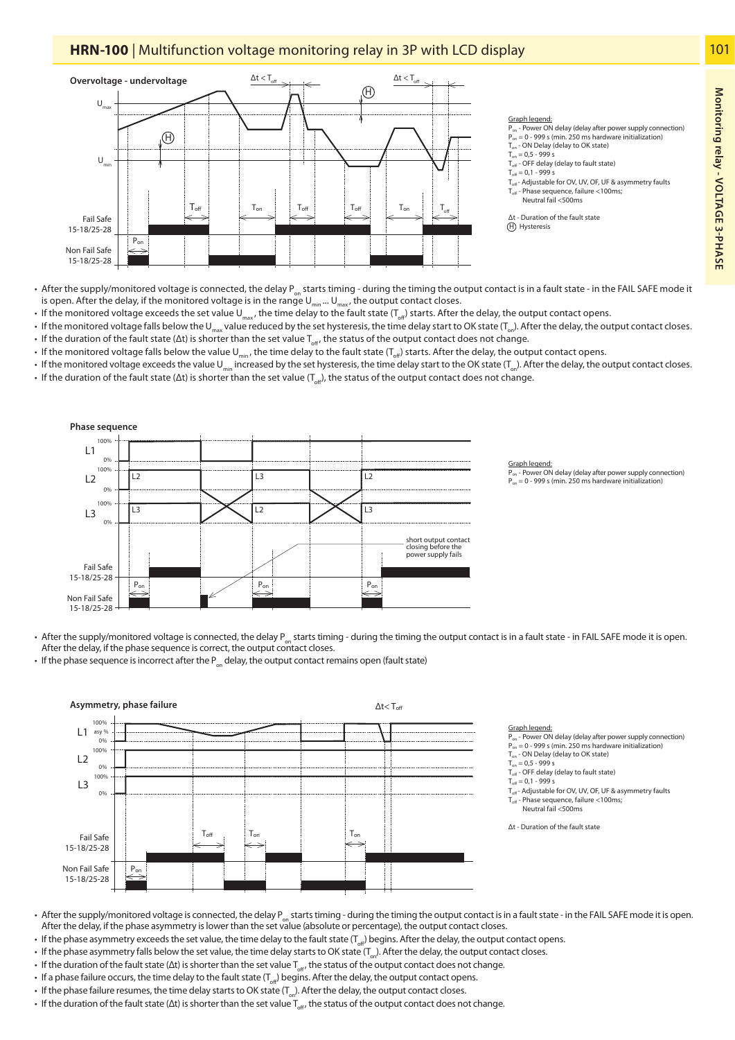# HRN-100 | Multifunction voltage monitoring relay in 3P with LCD display

## Overvoltage - undervoltage

Graph legend:
$P_{on}$ - Power ON delay (delay after power supply connection)
$P_{on}$ = 0 - 999 s (min. 250 ms hardware initialization)
$T_{on}$ - ON Delay (delay to OK state)
$T_{on}$ = 0,5 - 999 s
$T_{off}$ - OFF delay (delay to fault state)
$T_{off}$ = 0,1 - 999 s
$T_{off}$ - Adjustable for OV, UV, OF, UF & asymmetry faults
$T_{off}$ - Phase sequence, failure <100ms;
Neutral fail <500ms

Δt - Duration of the fault state
(H) Hysteresis

- After the supply/monitored voltage is connected, the delay $P_{on}$ starts timing - during the timing the output contact is in a fault state - in the FAIL SAFE mode it is open. After the delay, if the monitored voltage is in the range $U_{min}$ ... $U_{max}$, the output contact closes.
- If the monitored voltage exceeds the set value $U_{max}$, the time delay to the fault state ($T_{off}$) starts. After the delay, the output contact opens.
- If the monitored voltage falls below the $U_{max}$ value reduced by the set hysteresis, the time delay start to OK state ($T_{on}$). After the delay, the output contact closes.
- If the duration of the fault state (Δt) is shorter than the set value $T_{off}$, the status of the output contact does not change.
- If the monitored voltage falls below the value $U_{min}$, the time delay to the fault state ($T_{off}$) starts. After the delay, the output contact opens.
- If the monitored voltage exceeds the value $U_{min}$ increased by the set hysteresis, the time delay start to the OK state ($T_{on}$). After the delay, the output contact closes.
- If the duration of the fault state (Δt) is shorter than the set value ($T_{off}$), the status of the output contact does not change.

## Phase sequence

Graph legend:
$P_{on}$ - Power ON delay (delay after power supply connection)
$P_{on}$ = 0 - 999 s (min. 250 ms hardware initialization)

- After the supply/monitored voltage is connected, the delay $P_{on}$ starts timing - during the timing the output contact is in a fault state - in FAIL SAFE mode it is open. After the delay, if the phase sequence is correct, the output contact closes.
- If the phase sequence is incorrect after the $P_{on}$ delay, the output contact remains open (fault state)

## Asymmetry, phase failure

Graph legend:
$P_{on}$ - Power ON delay (delay after power supply connection)
$P_{on}$ = 0 - 999 s (min. 250 ms hardware initialization)
$T_{on}$ - ON Delay (delay to OK state)
$T_{on}$ = 0,5 - 999 s
$T_{off}$ - OFF delay (delay to fault state)
$T_{off}$ = 0,1 - 999 s
$T_{off}$ - Adjustable for OV, UV, OF, UF & asymmetry faults
$T_{off}$ - Phase sequence, failure <100ms;
Neutral fail <500ms

Δt - Duration of the fault state

- After the supply/monitored voltage is connected, the delay $P_{on}$ starts timing - during the timing the output contact is in a fault state - in the FAIL SAFE mode it is open. After the delay, if the phase asymmetry is lower than the set value (absolute or percentage), the output contact closes.
- If the phase asymmetry exceeds the set value, the time delay to the fault state ($T_{off}$) begins. After the delay, the output contact opens.
- If the phase asymmetry falls below the set value, the time delay starts to OK state ($T_{on}$). After the delay, the output contact closes.
- If the duration of the fault state (Δt) is shorter than the set value $T_{off}$, the status of the output contact does not change.
- If a phase failure occurs, the time delay to the fault state ($T_{off}$) begins. After the delay, the output contact opens.
- If the phase failure resumes, the time delay starts to OK state ($T_{on}$). After the delay, the output contact closes.
- If the duration of the fault state (Δt) is shorter than the set value $T_{off}$, the status of the output contact does not change.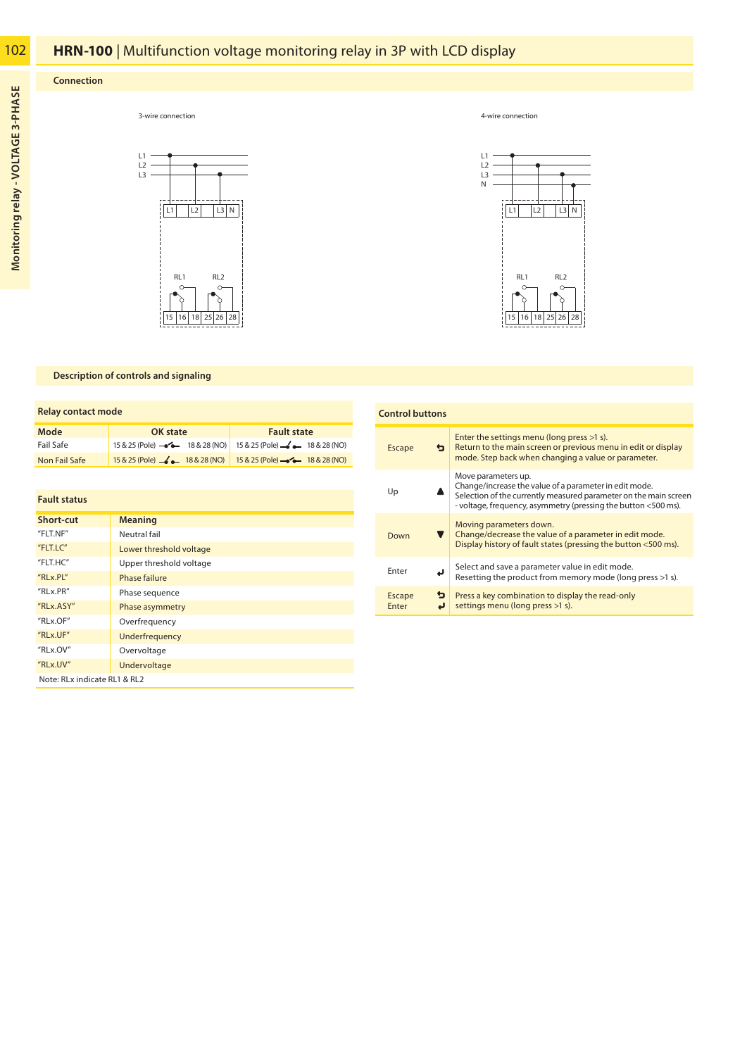# HRN-100 | Multifunction voltage monitoring relay in 3P with LCD display

## Connection

3-wire connection

L1
L2
L3

L1 | L2 | L3 | N

RL1 RL2

15 | 16 | 18 | 25 | 26 | 28

4-wire connection

L1
L2
L3
N

L1 | L2 | L3 | N

RL1 RL2

15 | 16 | 18 | 25 | 26 | 28

## Description of controls and signaling

### Relay contact mode

| Mode | OK state | Fault state |
|---|---|---|
| Fail Safe | 15 & 25 (Pole) 18 & 28 (NO) | 15 & 25 (Pole) 18 & 28 (NO) |
| Non Fail Safe | 15 & 25 (Pole) 18 & 28 (NO) | 15 & 25 (Pole) 18 & 28 (NO) |

### Fault status

| Short-cut | Meaning |
|---|---|
| "FLT.NF" | Neutral fail |
| "FLT.LC" | Lower threshold voltage |
| "FLT.HC" | Upper threshold voltage |
| "RLx.PL" | Phase failure |
| "RLx.PR" | Phase sequence |
| "RLx.ASY" | Phase asymmetry |
| "RLx.OF" | Overfrequency |
| "RLx.UF" | Underfrequency |
| "RLx.OV" | Overvoltage |
| "RLx.UV" | Undervoltage |

Note: RLx indicate RL1 & RL2

### Control buttons

| | | |
|---|---|---|
| Escape | ⮌ | Enter the settings menu (long press >1 s).<br>Return to the main screen or previous menu in edit or display mode. Step back when changing a value or parameter. |
| Up | ▲ | Move parameters up.<br>Change/increase the value of a parameter in edit mode.<br>Selection of the currently measured parameter on the main screen - voltage, frequency, asymmetry (pressing the button <500 ms). |
| Down | ▼ | Moving parameters down.<br>Change/decrease the value of a parameter in edit mode.<br>Display history of fault states (pressing the button <500 ms). |
| Enter | ↵ | Select and save a parameter value in edit mode.<br>Resetting the product from memory mode (long press >1 s). |
| Escape<br>Enter | ⮌<br>↵ | Press a key combination to display the read-only settings menu (long press >1 s). |